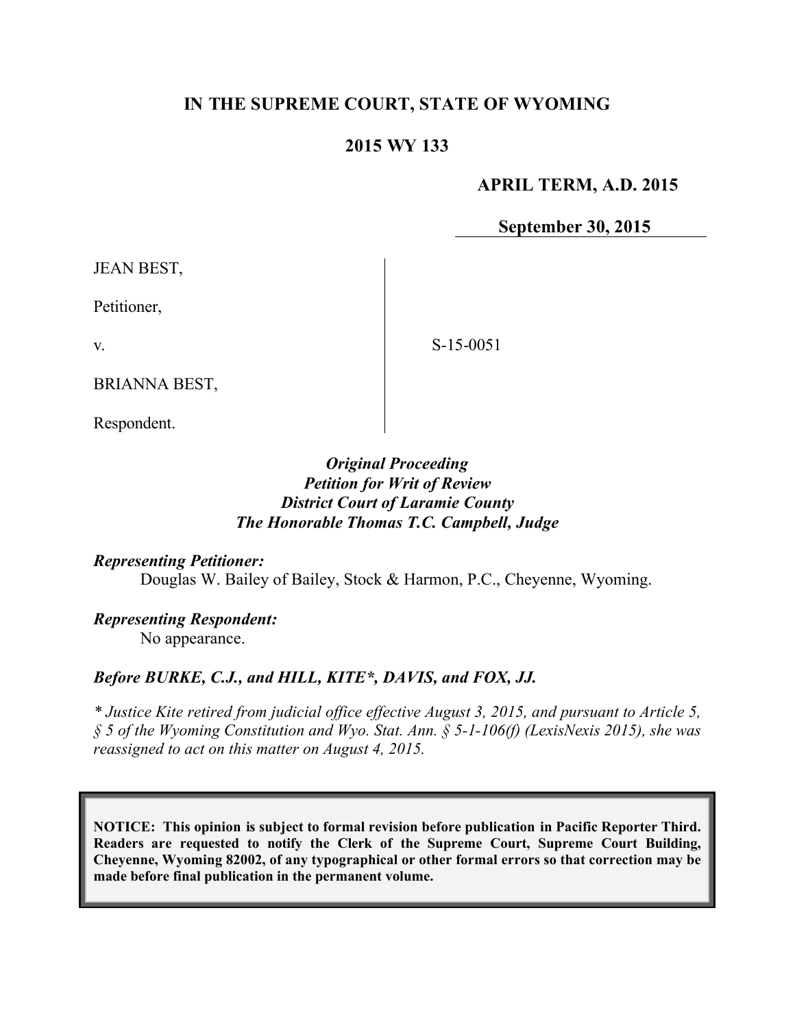# IN THE SUPREME COURT, STATE OF WYOMING

## 2015 WY 133

**APRIL TERM, A.D. 2015**

**September 30, 2015**

JEAN BEST,

Petitioner,

v.

BRIANNA BEST,

Respondent.

S-15-0051

*Original Proceeding*
*Petition for Writ of Review*
*District Court of Laramie County*
*The Honorable Thomas T.C. Campbell, Judge*

***Representing Petitioner:***
Douglas W. Bailey of Bailey, Stock & Harmon, P.C., Cheyenne, Wyoming.

***Representing Respondent:***
No appearance.

***Before BURKE, C.J., and HILL, KITE\*, DAVIS, and FOX, JJ.***

*\* Justice Kite retired from judicial office effective August 3, 2015, and pursuant to Article 5, § 5 of the Wyoming Constitution and Wyo. Stat. Ann. § 5-1-106(f) (LexisNexis 2015), she was reassigned to act on this matter on August 4, 2015.*

**NOTICE: This opinion is subject to formal revision before publication in Pacific Reporter Third. Readers are requested to notify the Clerk of the Supreme Court, Supreme Court Building, Cheyenne, Wyoming 82002, of any typographical or other formal errors so that correction may be made before final publication in the permanent volume.**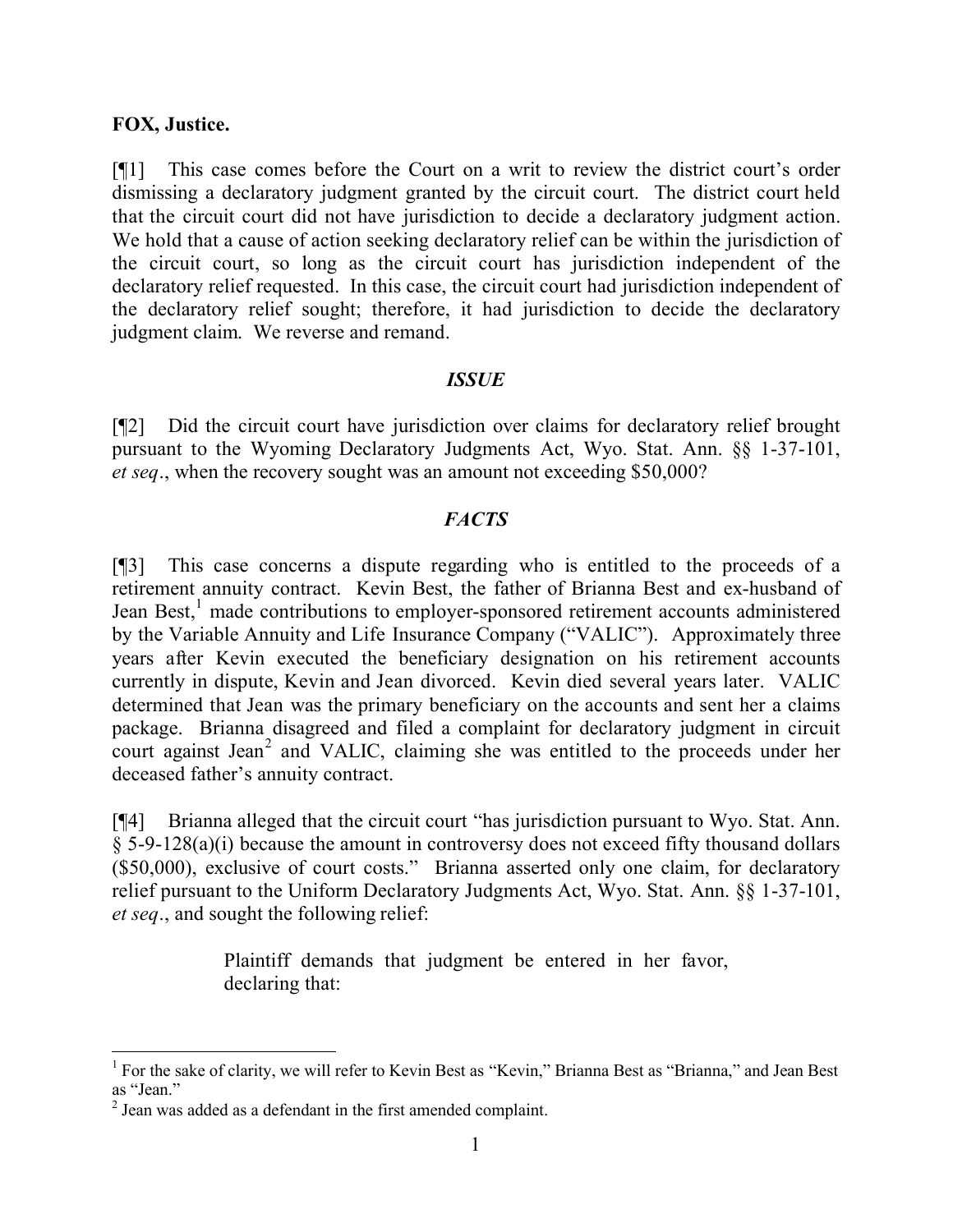**FOX, Justice.**

[¶1] This case comes before the Court on a writ to review the district court's order dismissing a declaratory judgment granted by the circuit court. The district court held that the circuit court did not have jurisdiction to decide a declaratory judgment action. We hold that a cause of action seeking declaratory relief can be within the jurisdiction of the circuit court, so long as the circuit court has jurisdiction independent of the declaratory relief requested. In this case, the circuit court had jurisdiction independent of the declaratory relief sought; therefore, it had jurisdiction to decide the declaratory judgment claim. We reverse and remand.

### *ISSUE*

[¶2] Did the circuit court have jurisdiction over claims for declaratory relief brought pursuant to the Wyoming Declaratory Judgments Act, Wyo. Stat. Ann. §§ 1-37-101, *et seq*., when the recovery sought was an amount not exceeding $50,000?

### *FACTS*

[¶3] This case concerns a dispute regarding who is entitled to the proceeds of a retirement annuity contract. Kevin Best, the father of Brianna Best and ex-husband of Jean Best,[1] made contributions to employer-sponsored retirement accounts administered by the Variable Annuity and Life Insurance Company ("VALIC"). Approximately three years after Kevin executed the beneficiary designation on his retirement accounts currently in dispute, Kevin and Jean divorced. Kevin died several years later. VALIC determined that Jean was the primary beneficiary on the accounts and sent her a claims package. Brianna disagreed and filed a complaint for declaratory judgment in circuit court against Jean[2] and VALIC, claiming she was entitled to the proceeds under her deceased father's annuity contract.

[¶4] Brianna alleged that the circuit court "has jurisdiction pursuant to Wyo. Stat. Ann. § 5-9-128(a)(i) because the amount in controversy does not exceed fifty thousand dollars ($50,000), exclusive of court costs." Brianna asserted only one claim, for declaratory relief pursuant to the Uniform Declaratory Judgments Act, Wyo. Stat. Ann. §§ 1-37-101, *et seq*., and sought the following relief:

> Plaintiff demands that judgment be entered in her favor, declaring that:

---

[1] For the sake of clarity, we will refer to Kevin Best as "Kevin," Brianna Best as "Brianna," and Jean Best as "Jean."

[2] Jean was added as a defendant in the first amended complaint.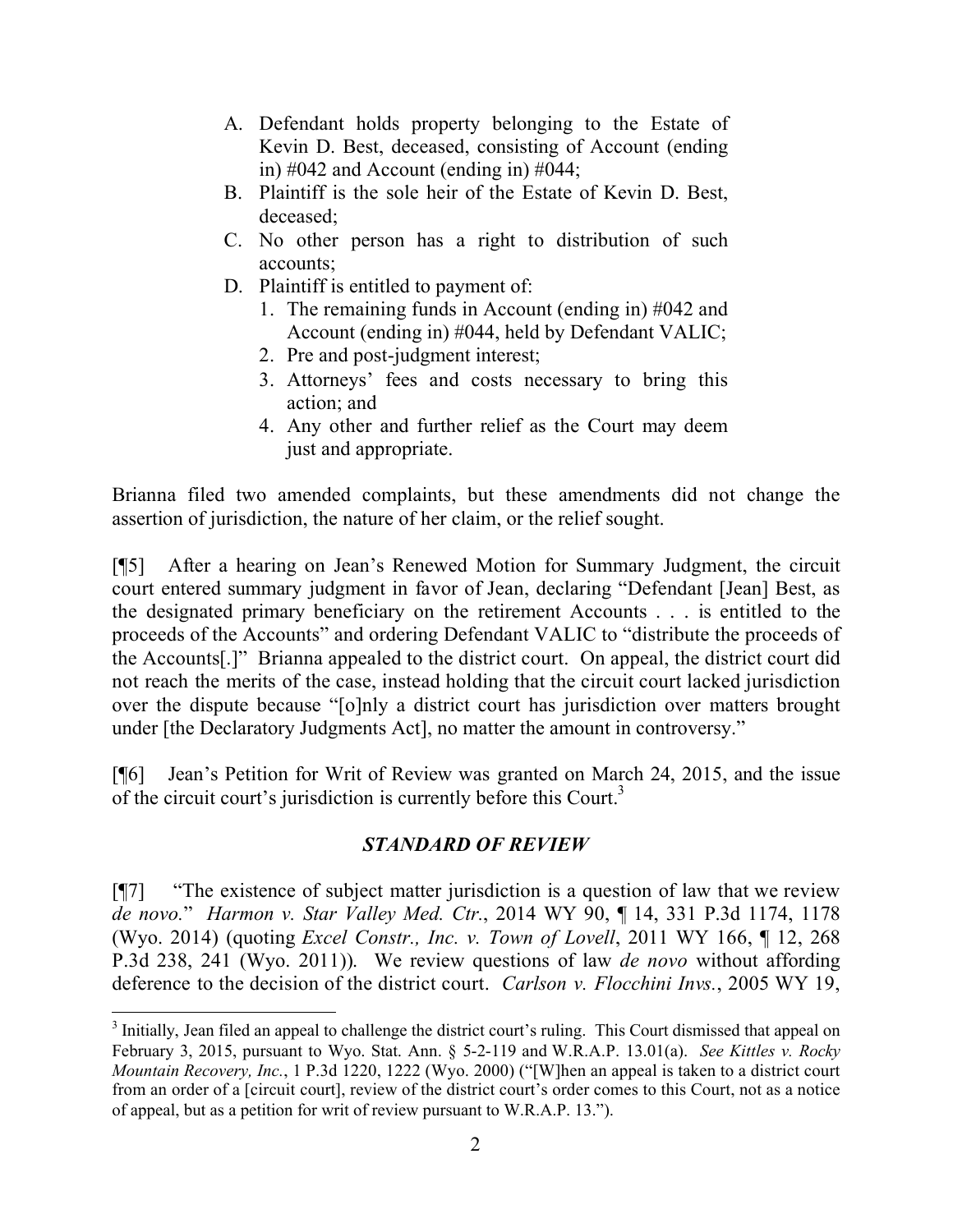A. Defendant holds property belonging to the Estate of Kevin D. Best, deceased, consisting of Account (ending in) #042 and Account (ending in) #044;
B. Plaintiff is the sole heir of the Estate of Kevin D. Best, deceased;
C. No other person has a right to distribution of such accounts;
D. Plaintiff is entitled to payment of:
   1. The remaining funds in Account (ending in) #042 and Account (ending in) #044, held by Defendant VALIC;
   2. Pre and post-judgment interest;
   3. Attorneys' fees and costs necessary to bring this action; and
   4. Any other and further relief as the Court may deem just and appropriate.

Brianna filed two amended complaints, but these amendments did not change the assertion of jurisdiction, the nature of her claim, or the relief sought.

[¶5] After a hearing on Jean's Renewed Motion for Summary Judgment, the circuit court entered summary judgment in favor of Jean, declaring "Defendant [Jean] Best, as the designated primary beneficiary on the retirement Accounts . . . is entitled to the proceeds of the Accounts" and ordering Defendant VALIC to "distribute the proceeds of the Accounts[.]" Brianna appealed to the district court. On appeal, the district court did not reach the merits of the case, instead holding that the circuit court lacked jurisdiction over the dispute because "[o]nly a district court has jurisdiction over matters brought under [the Declaratory Judgments Act], no matter the amount in controversy."

[¶6] Jean's Petition for Writ of Review was granted on March 24, 2015, and the issue of the circuit court's jurisdiction is currently before this Court.[3]

## *STANDARD OF REVIEW*

[¶7] "The existence of subject matter jurisdiction is a question of law that we review *de novo*." *Harmon v. Star Valley Med. Ctr.*, 2014 WY 90, ¶ 14, 331 P.3d 1174, 1178 (Wyo. 2014) (quoting *Excel Constr., Inc. v. Town of Lovell*, 2011 WY 166, ¶ 12, 268 P.3d 238, 241 (Wyo. 2011)). We review questions of law *de novo* without affording deference to the decision of the district court. *Carlson v. Flocchini Invs.*, 2005 WY 19,

---

[3] Initially, Jean filed an appeal to challenge the district court's ruling. This Court dismissed that appeal on February 3, 2015, pursuant to Wyo. Stat. Ann. § 5-2-119 and W.R.A.P. 13.01(a). *See Kittles v. Rocky Mountain Recovery, Inc.*, 1 P.3d 1220, 1222 (Wyo. 2000) ("[W]hen an appeal is taken to a district court from an order of a [circuit court], review of the district court's order comes to this Court, not as a notice of appeal, but as a petition for writ of review pursuant to W.R.A.P. 13.").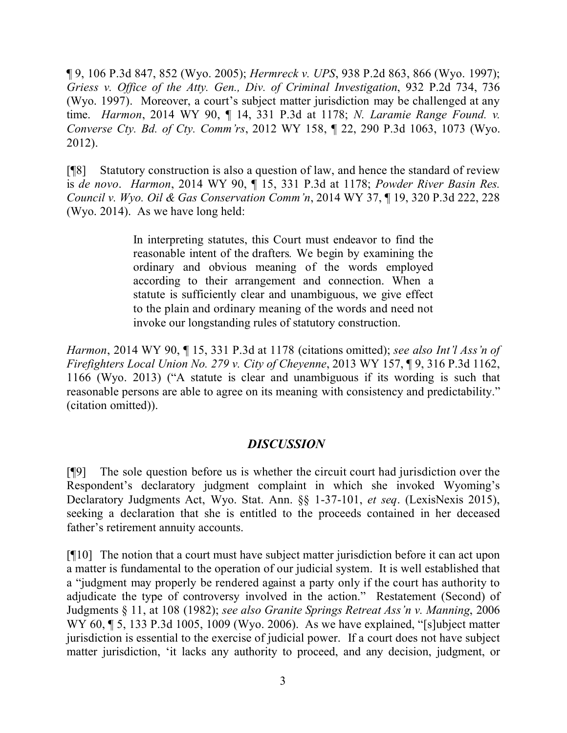¶ 9, 106 P.3d 847, 852 (Wyo. 2005); *Hermreck v. UPS*, 938 P.2d 863, 866 (Wyo. 1997); *Griess v. Office of the Atty. Gen., Div. of Criminal Investigation*, 932 P.2d 734, 736 (Wyo. 1997). Moreover, a court's subject matter jurisdiction may be challenged at any time. *Harmon*, 2014 WY 90, ¶ 14, 331 P.3d at 1178; *N. Laramie Range Found. v. Converse Cty. Bd. of Cty. Comm'rs*, 2012 WY 158, ¶ 22, 290 P.3d 1063, 1073 (Wyo. 2012).

[¶8] Statutory construction is also a question of law, and hence the standard of review is *de novo*. *Harmon*, 2014 WY 90, ¶ 15, 331 P.3d at 1178; *Powder River Basin Res. Council v. Wyo. Oil & Gas Conservation Comm'n*, 2014 WY 37, ¶ 19, 320 P.3d 222, 228 (Wyo. 2014). As we have long held:

> In interpreting statutes, this Court must endeavor to find the reasonable intent of the drafters. We begin by examining the ordinary and obvious meaning of the words employed according to their arrangement and connection. When a statute is sufficiently clear and unambiguous, we give effect to the plain and ordinary meaning of the words and need not invoke our longstanding rules of statutory construction.

*Harmon*, 2014 WY 90, ¶ 15, 331 P.3d at 1178 (citations omitted); *see also Int'l Ass'n of Firefighters Local Union No. 279 v. City of Cheyenne*, 2013 WY 157, ¶ 9, 316 P.3d 1162, 1166 (Wyo. 2013) ("A statute is clear and unambiguous if its wording is such that reasonable persons are able to agree on its meaning with consistency and predictability." (citation omitted)).

## *DISCUSSION*

[¶9] The sole question before us is whether the circuit court had jurisdiction over the Respondent's declaratory judgment complaint in which she invoked Wyoming's Declaratory Judgments Act, Wyo. Stat. Ann. §§ 1-37-101, *et seq*. (LexisNexis 2015), seeking a declaration that she is entitled to the proceeds contained in her deceased father's retirement annuity accounts.

[¶10] The notion that a court must have subject matter jurisdiction before it can act upon a matter is fundamental to the operation of our judicial system. It is well established that a "judgment may properly be rendered against a party only if the court has authority to adjudicate the type of controversy involved in the action." Restatement (Second) of Judgments § 11, at 108 (1982); *see also Granite Springs Retreat Ass'n v. Manning*, 2006 WY 60, ¶ 5, 133 P.3d 1005, 1009 (Wyo. 2006). As we have explained, "[s]ubject matter jurisdiction is essential to the exercise of judicial power. If a court does not have subject matter jurisdiction, 'it lacks any authority to proceed, and any decision, judgment, or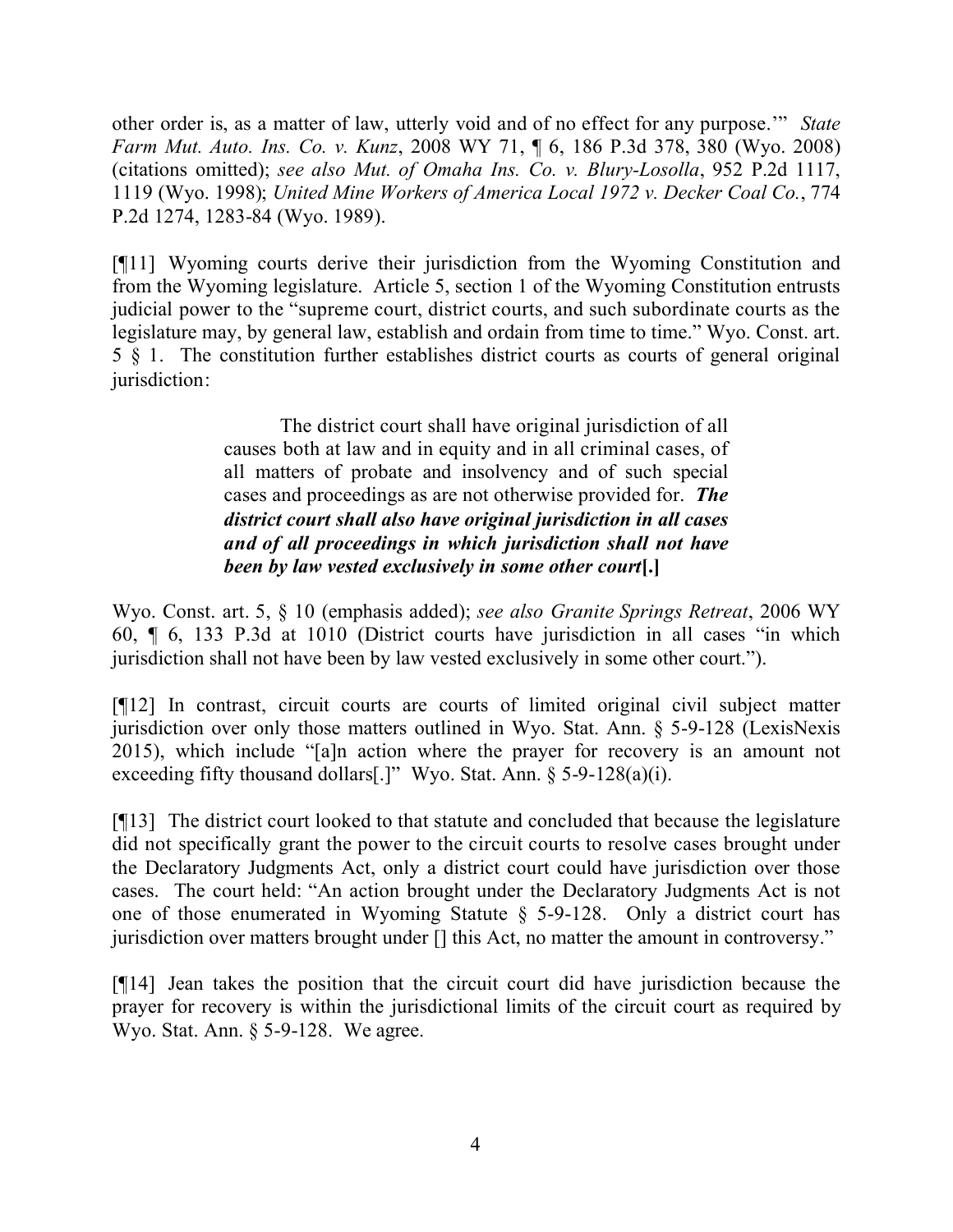other order is, as a matter of law, utterly void and of no effect for any purpose.'" *State Farm Mut. Auto. Ins. Co. v. Kunz*, 2008 WY 71, ¶ 6, 186 P.3d 378, 380 (Wyo. 2008) (citations omitted); *see also Mut. of Omaha Ins. Co. v. Blury-Losolla*, 952 P.2d 1117, 1119 (Wyo. 1998); *United Mine Workers of America Local 1972 v. Decker Coal Co.*, 774 P.2d 1274, 1283-84 (Wyo. 1989).

[¶11] Wyoming courts derive their jurisdiction from the Wyoming Constitution and from the Wyoming legislature. Article 5, section 1 of the Wyoming Constitution entrusts judicial power to the "supreme court, district courts, and such subordinate courts as the legislature may, by general law, establish and ordain from time to time." Wyo. Const. art. 5 § 1. The constitution further establishes district courts as courts of general original jurisdiction:

> The district court shall have original jurisdiction of all causes both at law and in equity and in all criminal cases, of all matters of probate and insolvency and of such special cases and proceedings as are not otherwise provided for. ***The district court shall also have original jurisdiction in all cases and of all proceedings in which jurisdiction shall not have been by law vested exclusively in some other court*[.]**

Wyo. Const. art. 5, § 10 (emphasis added); *see also Granite Springs Retreat*, 2006 WY 60, ¶ 6, 133 P.3d at 1010 (District courts have jurisdiction in all cases "in which jurisdiction shall not have been by law vested exclusively in some other court.").

[¶12] In contrast, circuit courts are courts of limited original civil subject matter jurisdiction over only those matters outlined in Wyo. Stat. Ann. § 5-9-128 (LexisNexis 2015), which include "[a]n action where the prayer for recovery is an amount not exceeding fifty thousand dollars[.]" Wyo. Stat. Ann. § 5-9-128(a)(i).

[¶13] The district court looked to that statute and concluded that because the legislature did not specifically grant the power to the circuit courts to resolve cases brought under the Declaratory Judgments Act, only a district court could have jurisdiction over those cases. The court held: "An action brought under the Declaratory Judgments Act is not one of those enumerated in Wyoming Statute § 5-9-128. Only a district court has jurisdiction over matters brought under [] this Act, no matter the amount in controversy."

[¶14] Jean takes the position that the circuit court did have jurisdiction because the prayer for recovery is within the jurisdictional limits of the circuit court as required by Wyo. Stat. Ann. § 5-9-128. We agree.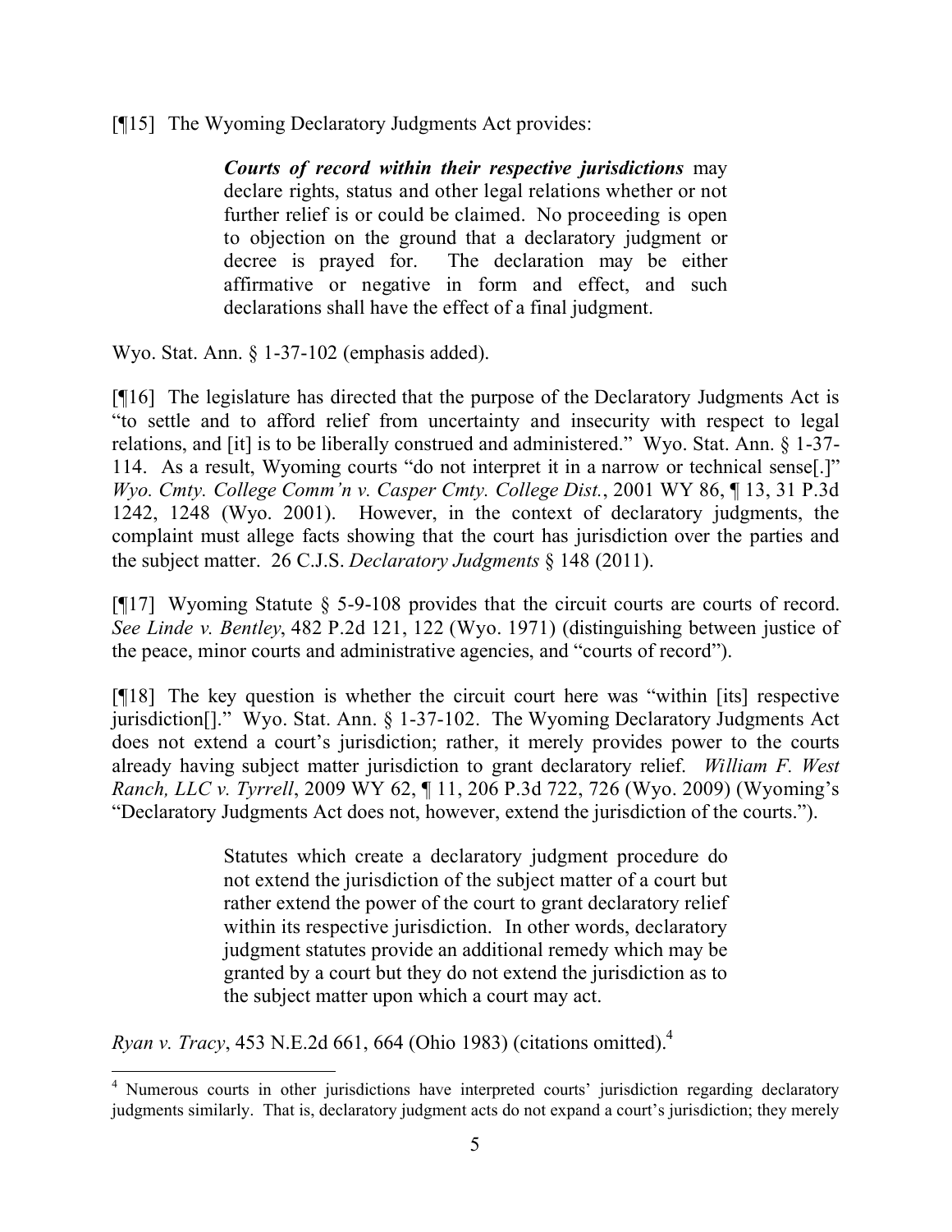[¶15] The Wyoming Declaratory Judgments Act provides:

> ***Courts of record within their respective jurisdictions*** may declare rights, status and other legal relations whether or not further relief is or could be claimed. No proceeding is open to objection on the ground that a declaratory judgment or decree is prayed for. The declaration may be either affirmative or negative in form and effect, and such declarations shall have the effect of a final judgment.

Wyo. Stat. Ann. § 1-37-102 (emphasis added).

[¶16] The legislature has directed that the purpose of the Declaratory Judgments Act is "to settle and to afford relief from uncertainty and insecurity with respect to legal relations, and [it] is to be liberally construed and administered." Wyo. Stat. Ann. § 1-37-114. As a result, Wyoming courts "do not interpret it in a narrow or technical sense[.]" *Wyo. Cmty. College Comm'n v. Casper Cmty. College Dist.*, 2001 WY 86, ¶ 13, 31 P.3d 1242, 1248 (Wyo. 2001). However, in the context of declaratory judgments, the complaint must allege facts showing that the court has jurisdiction over the parties and the subject matter. 26 C.J.S. *Declaratory Judgments* § 148 (2011).

[¶17] Wyoming Statute § 5-9-108 provides that the circuit courts are courts of record. *See Linde v. Bentley*, 482 P.2d 121, 122 (Wyo. 1971) (distinguishing between justice of the peace, minor courts and administrative agencies, and "courts of record").

[¶18] The key question is whether the circuit court here was "within [its] respective jurisdiction[]." Wyo. Stat. Ann. § 1-37-102. The Wyoming Declaratory Judgments Act does not extend a court's jurisdiction; rather, it merely provides power to the courts already having subject matter jurisdiction to grant declaratory relief. *William F. West Ranch, LLC v. Tyrrell*, 2009 WY 62, ¶ 11, 206 P.3d 722, 726 (Wyo. 2009) (Wyoming's "Declaratory Judgments Act does not, however, extend the jurisdiction of the courts.").

> Statutes which create a declaratory judgment procedure do not extend the jurisdiction of the subject matter of a court but rather extend the power of the court to grant declaratory relief within its respective jurisdiction. In other words, declaratory judgment statutes provide an additional remedy which may be granted by a court but they do not extend the jurisdiction as to the subject matter upon which a court may act.

*Ryan v. Tracy*, 453 N.E.2d 661, 664 (Ohio 1983) (citations omitted).[4]

---

[4] Numerous courts in other jurisdictions have interpreted courts' jurisdiction regarding declaratory judgments similarly. That is, declaratory judgment acts do not expand a court's jurisdiction; they merely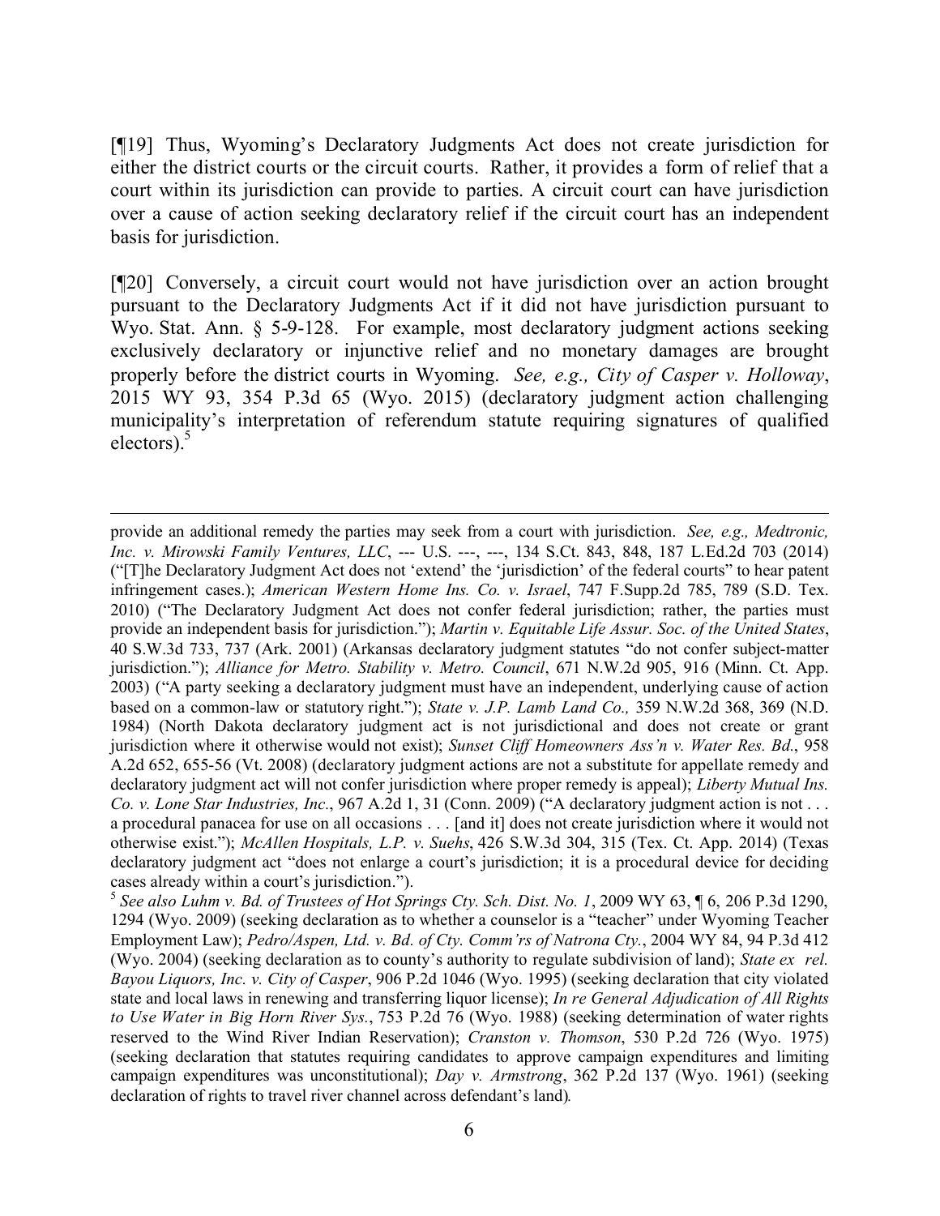[¶19] Thus, Wyoming's Declaratory Judgments Act does not create jurisdiction for either the district courts or the circuit courts. Rather, it provides a form of relief that a court within its jurisdiction can provide to parties. A circuit court can have jurisdiction over a cause of action seeking declaratory relief if the circuit court has an independent basis for jurisdiction.

[¶20] Conversely, a circuit court would not have jurisdiction over an action brought pursuant to the Declaratory Judgments Act if it did not have jurisdiction pursuant to Wyo. Stat. Ann. § 5-9-128. For example, most declaratory judgment actions seeking exclusively declaratory or injunctive relief and no monetary damages are brought properly before the district courts in Wyoming. *See, e.g., City of Casper v. Holloway*, 2015 WY 93, 354 P.3d 65 (Wyo. 2015) (declaratory judgment action challenging municipality's interpretation of referendum statute requiring signatures of qualified electors).[5]

---

provide an additional remedy the parties may seek from a court with jurisdiction. *See, e.g., Medtronic, Inc. v. Mirowski Family Ventures, LLC*, --- U.S. ---, ---, 134 S.Ct. 843, 848, 187 L.Ed.2d 703 (2014) ("[T]he Declaratory Judgment Act does not 'extend' the 'jurisdiction' of the federal courts" to hear patent infringement cases.); *American Western Home Ins. Co. v. Israel*, 747 F.Supp.2d 785, 789 (S.D. Tex. 2010) ("The Declaratory Judgment Act does not confer federal jurisdiction; rather, the parties must provide an independent basis for jurisdiction."); *Martin v. Equitable Life Assur. Soc. of the United States*, 40 S.W.3d 733, 737 (Ark. 2001) (Arkansas declaratory judgment statutes "do not confer subject-matter jurisdiction."); *Alliance for Metro. Stability v. Metro. Council*, 671 N.W.2d 905, 916 (Minn. Ct. App. 2003) ("A party seeking a declaratory judgment must have an independent, underlying cause of action based on a common-law or statutory right."); *State v. J.P. Lamb Land Co.,* 359 N.W.2d 368, 369 (N.D. 1984) (North Dakota declaratory judgment act is not jurisdictional and does not create or grant jurisdiction where it otherwise would not exist); *Sunset Cliff Homeowners Ass'n v. Water Res. Bd.*, 958 A.2d 652, 655-56 (Vt. 2008) (declaratory judgment actions are not a substitute for appellate remedy and declaratory judgment act will not confer jurisdiction where proper remedy is appeal); *Liberty Mutual Ins. Co. v. Lone Star Industries, Inc.*, 967 A.2d 1, 31 (Conn. 2009) ("A declaratory judgment action is not . . . a procedural panacea for use on all occasions . . . [and it] does not create jurisdiction where it would not otherwise exist."); *McAllen Hospitals, L.P. v. Suehs*, 426 S.W.3d 304, 315 (Tex. Ct. App. 2014) (Texas declaratory judgment act "does not enlarge a court's jurisdiction; it is a procedural device for deciding cases already within a court's jurisdiction.").

[5] *See also Luhm v. Bd. of Trustees of Hot Springs Cty. Sch. Dist. No. 1*, 2009 WY 63, ¶ 6, 206 P.3d 1290, 1294 (Wyo. 2009) (seeking declaration as to whether a counselor is a "teacher" under Wyoming Teacher Employment Law); *Pedro/Aspen, Ltd. v. Bd. of Cty. Comm'rs of Natrona Cty.*, 2004 WY 84, 94 P.3d 412 (Wyo. 2004) (seeking declaration as to county's authority to regulate subdivision of land); *State ex rel. Bayou Liquors, Inc. v. City of Casper*, 906 P.2d 1046 (Wyo. 1995) (seeking declaration that city violated state and local laws in renewing and transferring liquor license); *In re General Adjudication of All Rights to Use Water in Big Horn River Sys.*, 753 P.2d 76 (Wyo. 1988) (seeking determination of water rights reserved to the Wind River Indian Reservation); *Cranston v. Thomson*, 530 P.2d 726 (Wyo. 1975) (seeking declaration that statutes requiring candidates to approve campaign expenditures and limiting campaign expenditures was unconstitutional); *Day v. Armstrong*, 362 P.2d 137 (Wyo. 1961) (seeking declaration of rights to travel river channel across defendant's land).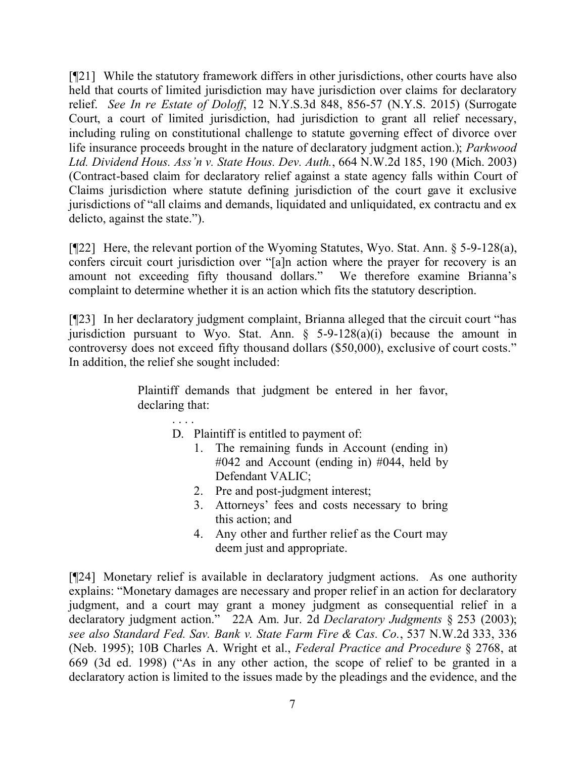[¶21] While the statutory framework differs in other jurisdictions, other courts have also held that courts of limited jurisdiction may have jurisdiction over claims for declaratory relief. *See In re Estate of Doloff*, 12 N.Y.S.3d 848, 856-57 (N.Y.S. 2015) (Surrogate Court, a court of limited jurisdiction, had jurisdiction to grant all relief necessary, including ruling on constitutional challenge to statute governing effect of divorce over life insurance proceeds brought in the nature of declaratory judgment action.); *Parkwood Ltd. Dividend Hous. Ass'n v. State Hous. Dev. Auth.*, 664 N.W.2d 185, 190 (Mich. 2003) (Contract-based claim for declaratory relief against a state agency falls within Court of Claims jurisdiction where statute defining jurisdiction of the court gave it exclusive jurisdictions of "all claims and demands, liquidated and unliquidated, ex contractu and ex delicto, against the state.").

[¶22] Here, the relevant portion of the Wyoming Statutes, Wyo. Stat. Ann. § 5-9-128(a), confers circuit court jurisdiction over "[a]n action where the prayer for recovery is an amount not exceeding fifty thousand dollars." We therefore examine Brianna's complaint to determine whether it is an action which fits the statutory description.

[¶23] In her declaratory judgment complaint, Brianna alleged that the circuit court "has jurisdiction pursuant to Wyo. Stat. Ann. § 5-9-128(a)(i) because the amount in controversy does not exceed fifty thousand dollars ($50,000), exclusive of court costs." In addition, the relief she sought included:

> Plaintiff demands that judgment be entered in her favor, declaring that:
>
> . . . .
>
> D. Plaintiff is entitled to payment of:
>
> 1. The remaining funds in Account (ending in) #042 and Account (ending in) #044, held by Defendant VALIC;
> 2. Pre and post-judgment interest;
> 3. Attorneys' fees and costs necessary to bring this action; and
> 4. Any other and further relief as the Court may deem just and appropriate.

[¶24] Monetary relief is available in declaratory judgment actions. As one authority explains: "Monetary damages are necessary and proper relief in an action for declaratory judgment, and a court may grant a money judgment as consequential relief in a declaratory judgment action." 22A Am. Jur. 2d *Declaratory Judgments* § 253 (2003); *see also Standard Fed. Sav. Bank v. State Farm Fire & Cas. Co.*, 537 N.W.2d 333, 336 (Neb. 1995); 10B Charles A. Wright et al., *Federal Practice and Procedure* § 2768, at 669 (3d ed. 1998) ("As in any other action, the scope of relief to be granted in a declaratory action is limited to the issues made by the pleadings and the evidence, and the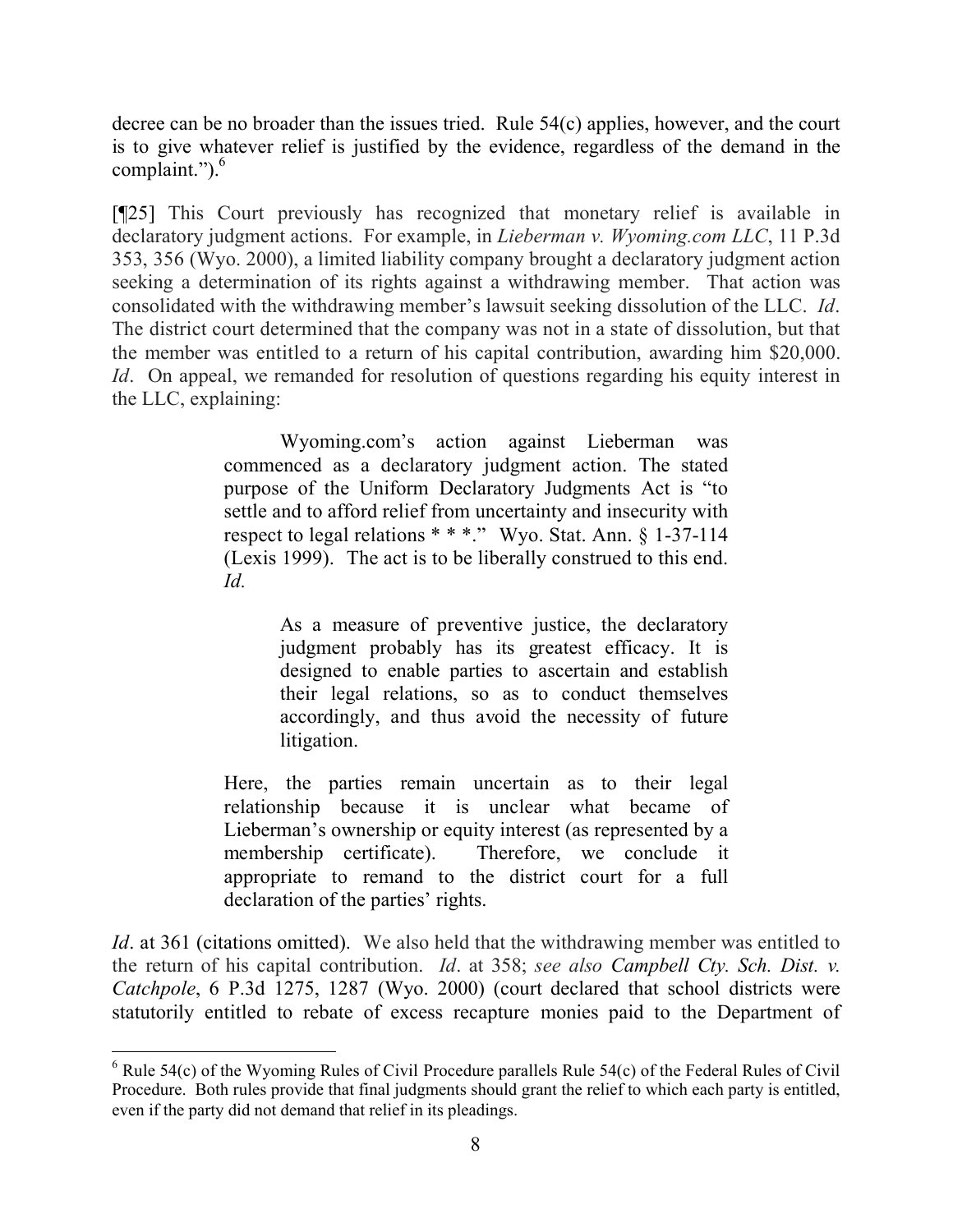decree can be no broader than the issues tried. Rule 54(c) applies, however, and the court is to give whatever relief is justified by the evidence, regardless of the demand in the complaint.").[6]

[¶25] This Court previously has recognized that monetary relief is available in declaratory judgment actions. For example, in *Lieberman v. Wyoming.com LLC*, 11 P.3d 353, 356 (Wyo. 2000), a limited liability company brought a declaratory judgment action seeking a determination of its rights against a withdrawing member. That action was consolidated with the withdrawing member's lawsuit seeking dissolution of the LLC. *Id*. The district court determined that the company was not in a state of dissolution, but that the member was entitled to a return of his capital contribution, awarding him $20,000. *Id*. On appeal, we remanded for resolution of questions regarding his equity interest in the LLC, explaining:

> Wyoming.com's action against Lieberman was commenced as a declaratory judgment action. The stated purpose of the Uniform Declaratory Judgments Act is "to settle and to afford relief from uncertainty and insecurity with respect to legal relations * * *." Wyo. Stat. Ann. § 1-37-114 (Lexis 1999). The act is to be liberally construed to this end. *Id.*
>
> > As a measure of preventive justice, the declaratory judgment probably has its greatest efficacy. It is designed to enable parties to ascertain and establish their legal relations, so as to conduct themselves accordingly, and thus avoid the necessity of future litigation.
>
> Here, the parties remain uncertain as to their legal relationship because it is unclear what became of Lieberman's ownership or equity interest (as represented by a membership certificate). Therefore, we conclude it appropriate to remand to the district court for a full declaration of the parties' rights.

*Id*. at 361 (citations omitted). We also held that the withdrawing member was entitled to the return of his capital contribution. *Id*. at 358; *see also Campbell Cty. Sch. Dist. v. Catchpole*, 6 P.3d 1275, 1287 (Wyo. 2000) (court declared that school districts were statutorily entitled to rebate of excess recapture monies paid to the Department of

---

[6] Rule 54(c) of the Wyoming Rules of Civil Procedure parallels Rule 54(c) of the Federal Rules of Civil Procedure. Both rules provide that final judgments should grant the relief to which each party is entitled, even if the party did not demand that relief in its pleadings.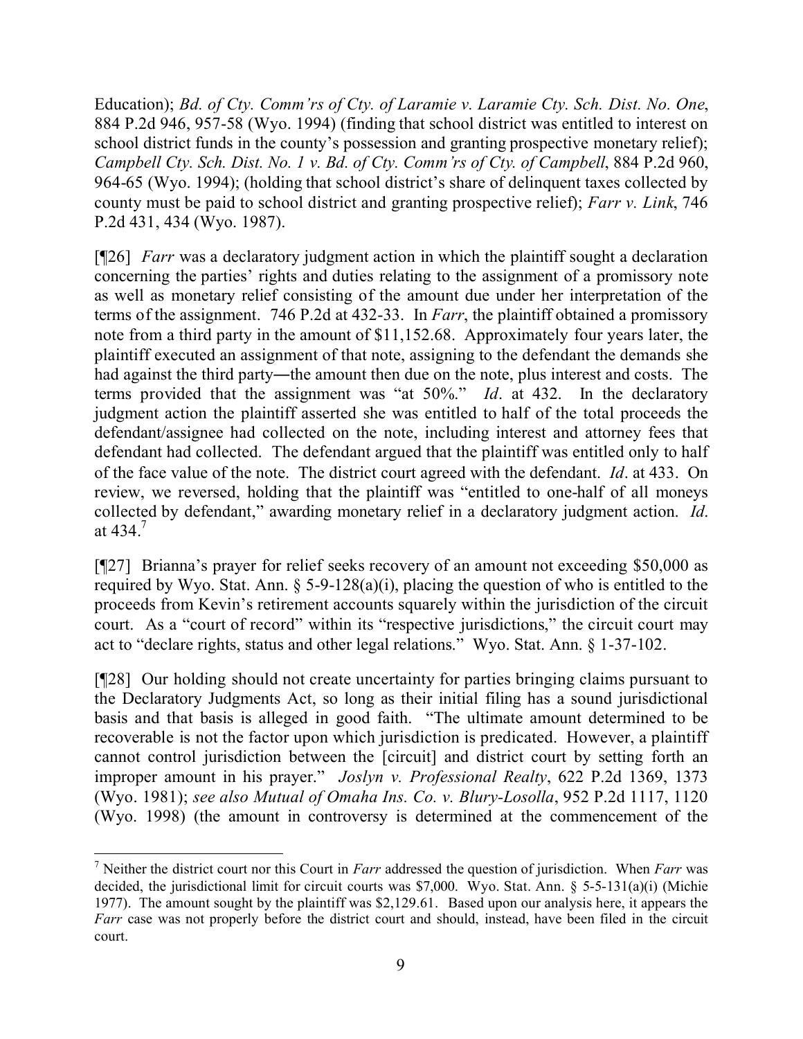Education); *Bd. of Cty. Comm'rs of Cty. of Laramie v. Laramie Cty. Sch. Dist. No. One*, 884 P.2d 946, 957-58 (Wyo. 1994) (finding that school district was entitled to interest on school district funds in the county's possession and granting prospective monetary relief); *Campbell Cty. Sch. Dist. No. 1 v. Bd. of Cty. Comm'rs of Cty. of Campbell*, 884 P.2d 960, 964-65 (Wyo. 1994); (holding that school district's share of delinquent taxes collected by county must be paid to school district and granting prospective relief); *Farr v. Link*, 746 P.2d 431, 434 (Wyo. 1987).

[¶26] *Farr* was a declaratory judgment action in which the plaintiff sought a declaration concerning the parties' rights and duties relating to the assignment of a promissory note as well as monetary relief consisting of the amount due under her interpretation of the terms of the assignment. 746 P.2d at 432-33. In *Farr*, the plaintiff obtained a promissory note from a third party in the amount of $11,152.68. Approximately four years later, the plaintiff executed an assignment of that note, assigning to the defendant the demands she had against the third party―the amount then due on the note, plus interest and costs. The terms provided that the assignment was "at 50%." *Id*. at 432. In the declaratory judgment action the plaintiff asserted she was entitled to half of the total proceeds the defendant/assignee had collected on the note, including interest and attorney fees that defendant had collected. The defendant argued that the plaintiff was entitled only to half of the face value of the note. The district court agreed with the defendant. *Id*. at 433. On review, we reversed, holding that the plaintiff was "entitled to one-half of all moneys collected by defendant," awarding monetary relief in a declaratory judgment action. *Id*. at 434.[7]

[¶27] Brianna's prayer for relief seeks recovery of an amount not exceeding $50,000 as required by Wyo. Stat. Ann. § 5-9-128(a)(i), placing the question of who is entitled to the proceeds from Kevin's retirement accounts squarely within the jurisdiction of the circuit court. As a "court of record" within its "respective jurisdictions," the circuit court may act to "declare rights, status and other legal relations." Wyo. Stat. Ann. § 1-37-102.

[¶28] Our holding should not create uncertainty for parties bringing claims pursuant to the Declaratory Judgments Act, so long as their initial filing has a sound jurisdictional basis and that basis is alleged in good faith. "The ultimate amount determined to be recoverable is not the factor upon which jurisdiction is predicated. However, a plaintiff cannot control jurisdiction between the [circuit] and district court by setting forth an improper amount in his prayer." *Joslyn v. Professional Realty*, 622 P.2d 1369, 1373 (Wyo. 1981); *see also Mutual of Omaha Ins. Co. v. Blury-Losolla*, 952 P.2d 1117, 1120 (Wyo. 1998) (the amount in controversy is determined at the commencement of the

---

[7] Neither the district court nor this Court in *Farr* addressed the question of jurisdiction. When *Farr* was decided, the jurisdictional limit for circuit courts was $7,000. Wyo. Stat. Ann. § 5-5-131(a)(i) (Michie 1977). The amount sought by the plaintiff was $2,129.61. Based upon our analysis here, it appears the *Farr* case was not properly before the district court and should, instead, have been filed in the circuit court.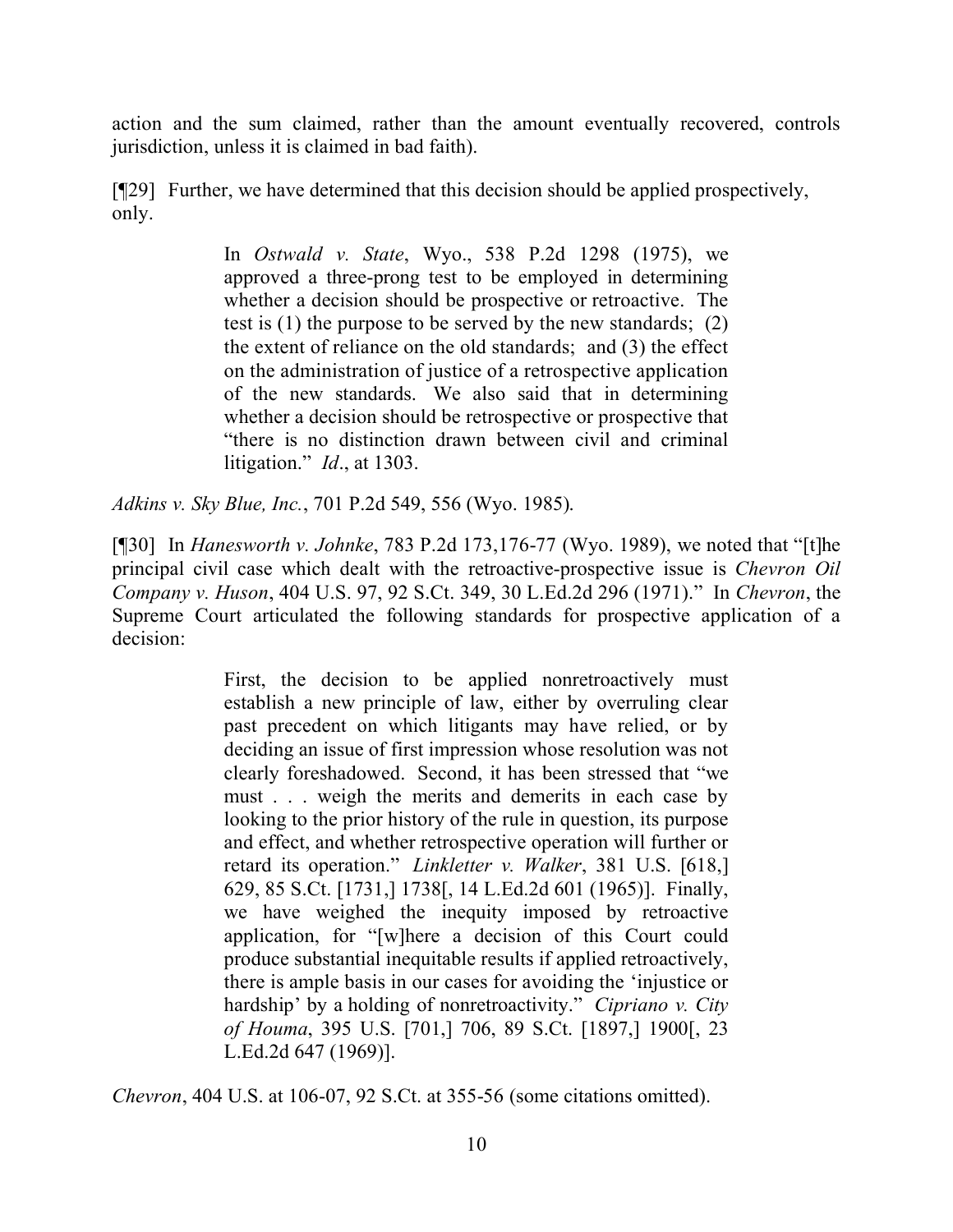action and the sum claimed, rather than the amount eventually recovered, controls jurisdiction, unless it is claimed in bad faith).

[¶29] Further, we have determined that this decision should be applied prospectively, only.

> In *Ostwald v. State*, Wyo., 538 P.2d 1298 (1975), we approved a three-prong test to be employed in determining whether a decision should be prospective or retroactive. The test is (1) the purpose to be served by the new standards; (2) the extent of reliance on the old standards; and (3) the effect on the administration of justice of a retrospective application of the new standards. We also said that in determining whether a decision should be retrospective or prospective that "there is no distinction drawn between civil and criminal litigation." *Id*., at 1303.

*Adkins v. Sky Blue, Inc.*, 701 P.2d 549, 556 (Wyo. 1985).

[¶30] In *Hanesworth v. Johnke*, 783 P.2d 173,176-77 (Wyo. 1989), we noted that "[t]he principal civil case which dealt with the retroactive-prospective issue is *Chevron Oil Company v. Huson*, 404 U.S. 97, 92 S.Ct. 349, 30 L.Ed.2d 296 (1971)." In *Chevron*, the Supreme Court articulated the following standards for prospective application of a decision:

> First, the decision to be applied nonretroactively must establish a new principle of law, either by overruling clear past precedent on which litigants may have relied, or by deciding an issue of first impression whose resolution was not clearly foreshadowed. Second, it has been stressed that "we must . . . weigh the merits and demerits in each case by looking to the prior history of the rule in question, its purpose and effect, and whether retrospective operation will further or retard its operation." *Linkletter v. Walker*, 381 U.S. [618,] 629, 85 S.Ct. [1731,] 1738[, 14 L.Ed.2d 601 (1965)]. Finally, we have weighed the inequity imposed by retroactive application, for "[w]here a decision of this Court could produce substantial inequitable results if applied retroactively, there is ample basis in our cases for avoiding the 'injustice or hardship' by a holding of nonretroactivity." *Cipriano v. City of Houma*, 395 U.S. [701,] 706, 89 S.Ct. [1897,] 1900[, 23 L.Ed.2d 647 (1969)].

*Chevron*, 404 U.S. at 106-07, 92 S.Ct. at 355-56 (some citations omitted).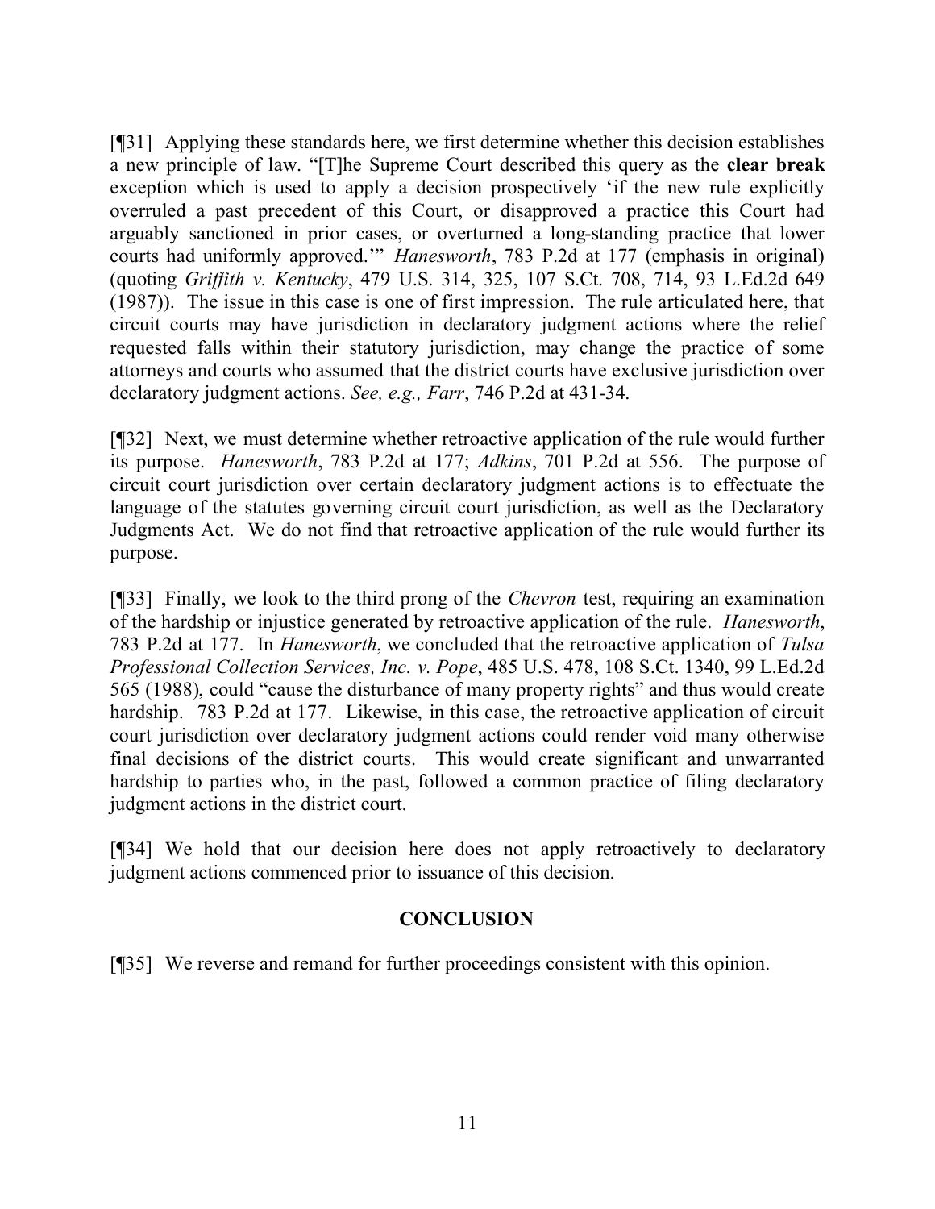[¶31] Applying these standards here, we first determine whether this decision establishes a new principle of law. "[T]he Supreme Court described this query as the **clear break** exception which is used to apply a decision prospectively 'if the new rule explicitly overruled a past precedent of this Court, or disapproved a practice this Court had arguably sanctioned in prior cases, or overturned a long-standing practice that lower courts had uniformly approved.'" *Hanesworth*, 783 P.2d at 177 (emphasis in original) (quoting *Griffith v. Kentucky*, 479 U.S. 314, 325, 107 S.Ct. 708, 714, 93 L.Ed.2d 649 (1987)). The issue in this case is one of first impression. The rule articulated here, that circuit courts may have jurisdiction in declaratory judgment actions where the relief requested falls within their statutory jurisdiction, may change the practice of some attorneys and courts who assumed that the district courts have exclusive jurisdiction over declaratory judgment actions. *See, e.g., Farr*, 746 P.2d at 431-34.

[¶32] Next, we must determine whether retroactive application of the rule would further its purpose. *Hanesworth*, 783 P.2d at 177; *Adkins*, 701 P.2d at 556. The purpose of circuit court jurisdiction over certain declaratory judgment actions is to effectuate the language of the statutes governing circuit court jurisdiction, as well as the Declaratory Judgments Act. We do not find that retroactive application of the rule would further its purpose.

[¶33] Finally, we look to the third prong of the *Chevron* test, requiring an examination of the hardship or injustice generated by retroactive application of the rule. *Hanesworth*, 783 P.2d at 177. In *Hanesworth*, we concluded that the retroactive application of *Tulsa Professional Collection Services, Inc. v. Pope*, 485 U.S. 478, 108 S.Ct. 1340, 99 L.Ed.2d 565 (1988), could "cause the disturbance of many property rights" and thus would create hardship. 783 P.2d at 177. Likewise, in this case, the retroactive application of circuit court jurisdiction over declaratory judgment actions could render void many otherwise final decisions of the district courts. This would create significant and unwarranted hardship to parties who, in the past, followed a common practice of filing declaratory judgment actions in the district court.

[¶34] We hold that our decision here does not apply retroactively to declaratory judgment actions commenced prior to issuance of this decision.

## CONCLUSION

[¶35] We reverse and remand for further proceedings consistent with this opinion.